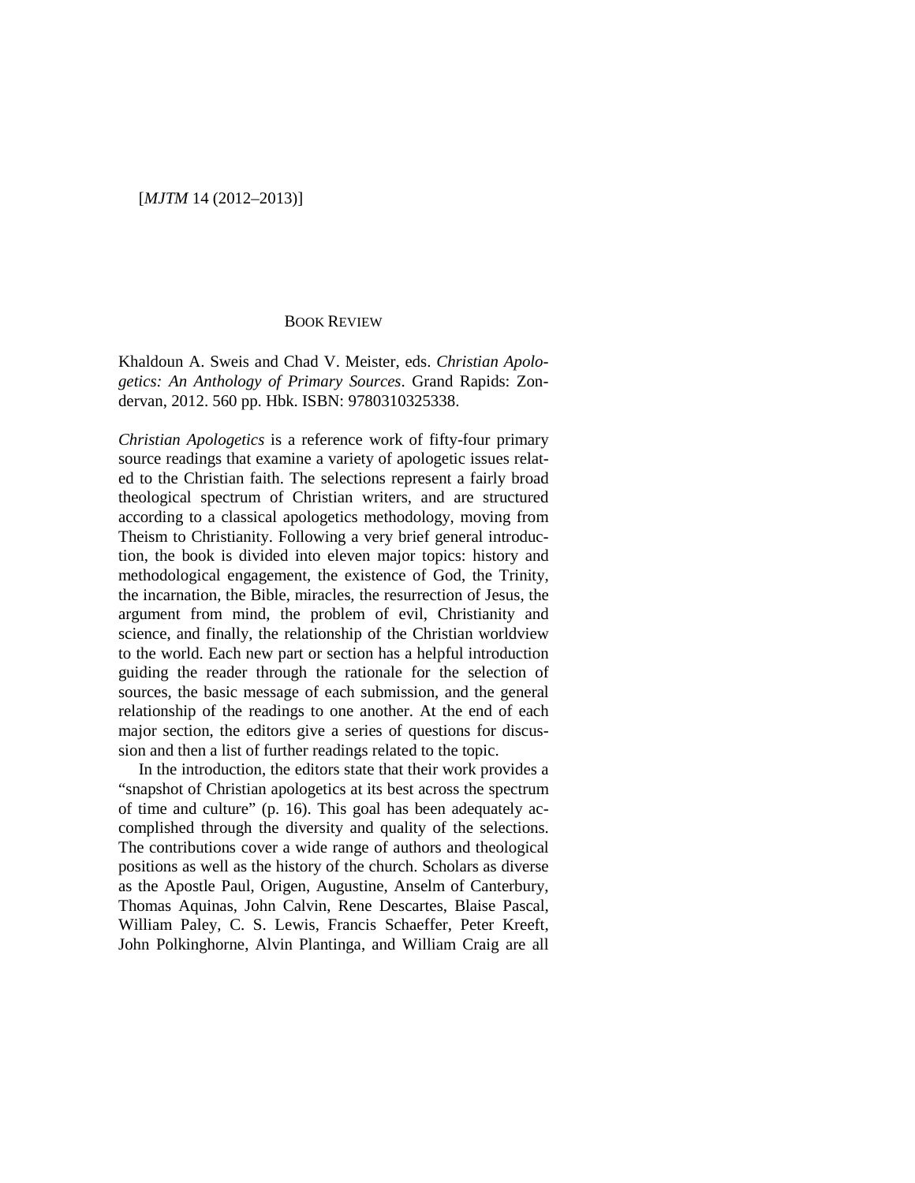BOOK REVIEW

Khaldoun A. Sweis and Chad V. Meister, eds. *Christian Apologetics: An Anthology of Primary Sources*. Grand Rapids: Zondervan, 2012. 560 pp. Hbk. ISBN: 9780310325338.

*Christian Apologetics* is a reference work of fifty-four primary source readings that examine a variety of apologetic issues related to the Christian faith. The selections represent a fairly broad theological spectrum of Christian writers, and are structured according to a classical apologetics methodology, moving from Theism to Christianity. Following a very brief general introduction, the book is divided into eleven major topics: history and methodological engagement, the existence of God, the Trinity, the incarnation, the Bible, miracles, the resurrection of Jesus, the argument from mind, the problem of evil, Christianity and science, and finally, the relationship of the Christian worldview to the world. Each new part or section has a helpful introduction guiding the reader through the rationale for the selection of sources, the basic message of each submission, and the general relationship of the readings to one another. At the end of each major section, the editors give a series of questions for discussion and then a list of further readings related to the topic.

In the introduction, the editors state that their work provides a "snapshot of Christian apologetics at its best across the spectrum of time and culture" (p. 16). This goal has been adequately accomplished through the diversity and quality of the selections. The contributions cover a wide range of authors and theological positions as well as the history of the church. Scholars as diverse as the Apostle Paul, Origen, Augustine, Anselm of Canterbury, Thomas Aquinas, John Calvin, Rene Descartes, Blaise Pascal, William Paley, C. S. Lewis, Francis Schaeffer, Peter Kreeft, John Polkinghorne, Alvin Plantinga, and William Craig are all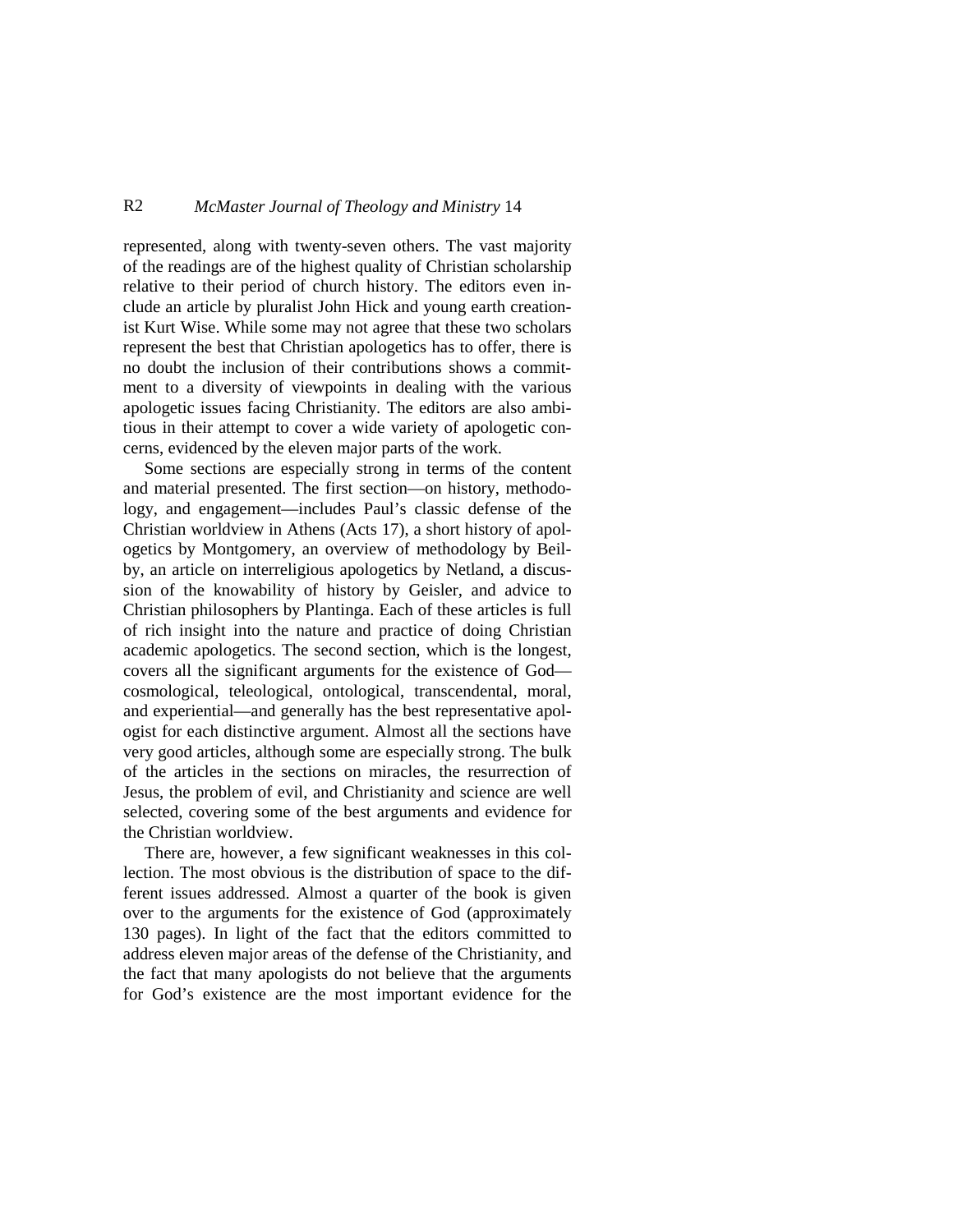represented, along with twenty-seven others. The vast majority of the readings are of the highest quality of Christian scholarship relative to their period of church history. The editors even include an article by pluralist John Hick and young earth creationist Kurt Wise. While some may not agree that these two scholars represent the best that Christian apologetics has to offer, there is no doubt the inclusion of their contributions shows a commitment to a diversity of viewpoints in dealing with the various apologetic issues facing Christianity. The editors are also ambitious in their attempt to cover a wide variety of apologetic concerns, evidenced by the eleven major parts of the work.

Some sections are especially strong in terms of the content and material presented. The first section—on history, methodology, and engagement—includes Paul's classic defense of the Christian worldview in Athens (Acts 17), a short history of apologetics by Montgomery, an overview of methodology by Beilby, an article on interreligious apologetics by Netland, a discussion of the knowability of history by Geisler, and advice to Christian philosophers by Plantinga. Each of these articles is full of rich insight into the nature and practice of doing Christian academic apologetics. The second section, which is the longest, covers all the significant arguments for the existence of God—cosmological, teleological, ontological, transcendental, moral, and experiential—and generally has the best representative apologist for each distinctive argument. Almost all the sections have very good articles, although some are especially strong. The bulk of the articles in the sections on miracles, the resurrection of Jesus, the problem of evil, and Christianity and science are well selected, covering some of the best arguments and evidence for the Christian worldview.

There are, however, a few significant weaknesses in this collection. The most obvious is the distribution of space to the different issues addressed. Almost a quarter of the book is given over to the arguments for the existence of God (approximately 130 pages). In light of the fact that the editors committed to address eleven major areas of the defense of the Christianity, and the fact that many apologists do not believe that the arguments for God's existence are the most important evidence for the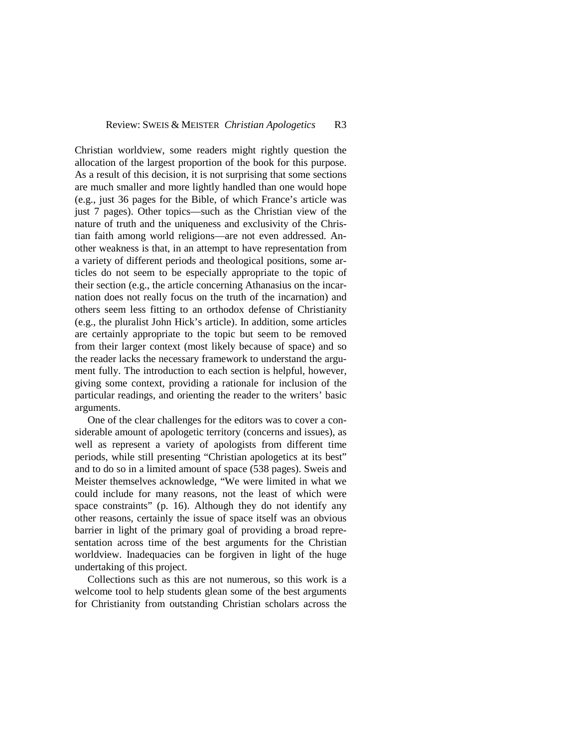Christian worldview, some readers might rightly question the allocation of the largest proportion of the book for this purpose. As a result of this decision, it is not surprising that some sections are much smaller and more lightly handled than one would hope (e.g., just 36 pages for the Bible, of which France's article was just 7 pages). Other topics—such as the Christian view of the nature of truth and the uniqueness and exclusivity of the Christian faith among world religions—are not even addressed. Another weakness is that, in an attempt to have representation from a variety of different periods and theological positions, some articles do not seem to be especially appropriate to the topic of their section (e.g., the article concerning Athanasius on the incarnation does not really focus on the truth of the incarnation) and others seem less fitting to an orthodox defense of Christianity (e.g., the pluralist John Hick's article). In addition, some articles are certainly appropriate to the topic but seem to be removed from their larger context (most likely because of space) and so the reader lacks the necessary framework to understand the argument fully. The introduction to each section is helpful, however, giving some context, providing a rationale for inclusion of the particular readings, and orienting the reader to the writers' basic arguments.

One of the clear challenges for the editors was to cover a considerable amount of apologetic territory (concerns and issues), as well as represent a variety of apologists from different time periods, while still presenting "Christian apologetics at its best" and to do so in a limited amount of space (538 pages). Sweis and Meister themselves acknowledge, "We were limited in what we could include for many reasons, not the least of which were space constraints" (p. 16). Although they do not identify any other reasons, certainly the issue of space itself was an obvious barrier in light of the primary goal of providing a broad representation across time of the best arguments for the Christian worldview. Inadequacies can be forgiven in light of the huge undertaking of this project.

Collections such as this are not numerous, so this work is a welcome tool to help students glean some of the best arguments for Christianity from outstanding Christian scholars across the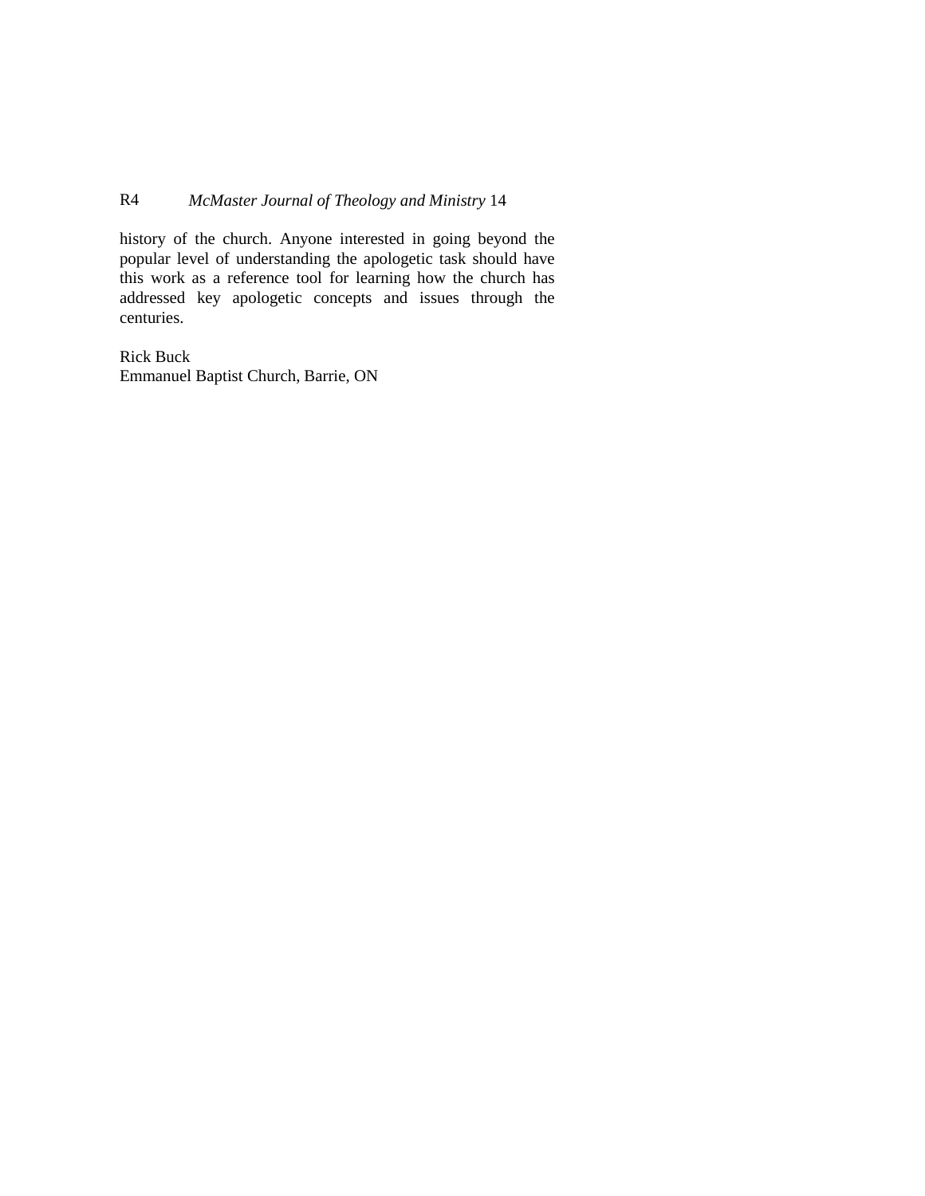history of the church. Anyone interested in going beyond the popular level of understanding the apologetic task should have this work as a reference tool for learning how the church has addressed key apologetic concepts and issues through the centuries.

Rick Buck
Emmanuel Baptist Church, Barrie, ON